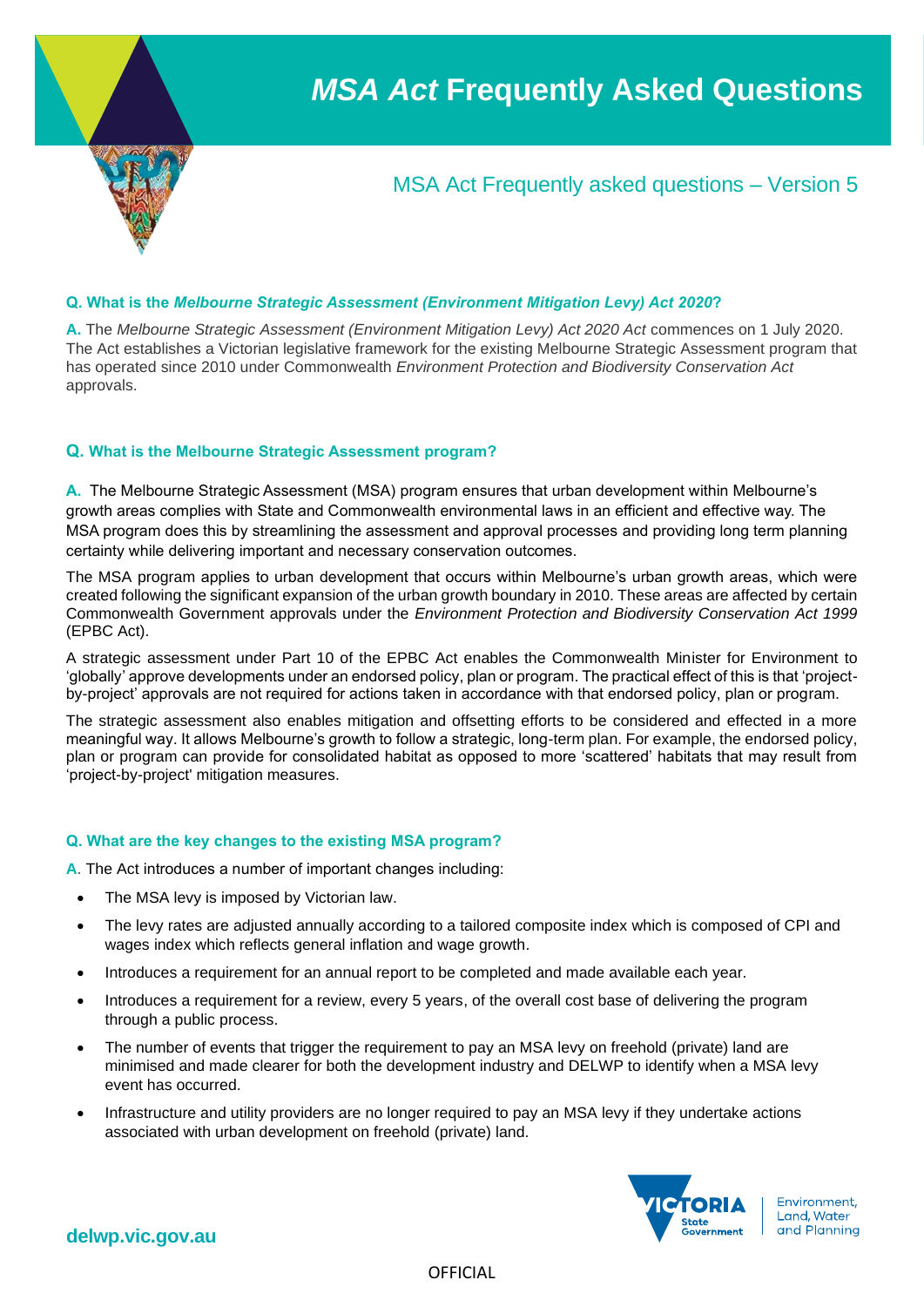# *MSA Act* Frequently Asked Questions

## MSA Act Frequently asked questions – Version 5

**Q. What is the *Melbourne Strategic Assessment (Environment Mitigation Levy) Act 2020*?**

**A.** The *Melbourne Strategic Assessment (Environment Mitigation Levy) Act 2020 Act* commences on 1 July 2020. The Act establishes a Victorian legislative framework for the existing Melbourne Strategic Assessment program that has operated since 2010 under Commonwealth *Environment Protection and Biodiversity Conservation Act* approvals.

**Q. What is the Melbourne Strategic Assessment program?**

**A.** The Melbourne Strategic Assessment (MSA) program ensures that urban development within Melbourne's growth areas complies with State and Commonwealth environmental laws in an efficient and effective way. The MSA program does this by streamlining the assessment and approval processes and providing long term planning certainty while delivering important and necessary conservation outcomes.

The MSA program applies to urban development that occurs within Melbourne's urban growth areas, which were created following the significant expansion of the urban growth boundary in 2010. These areas are affected by certain Commonwealth Government approvals under the *Environment Protection and Biodiversity Conservation Act 1999* (EPBC Act).

A strategic assessment under Part 10 of the EPBC Act enables the Commonwealth Minister for Environment to 'globally' approve developments under an endorsed policy, plan or program. The practical effect of this is that 'project-by-project' approvals are not required for actions taken in accordance with that endorsed policy, plan or program.

The strategic assessment also enables mitigation and offsetting efforts to be considered and effected in a more meaningful way. It allows Melbourne's growth to follow a strategic, long-term plan. For example, the endorsed policy, plan or program can provide for consolidated habitat as opposed to more 'scattered' habitats that may result from 'project-by-project' mitigation measures.

**Q. What are the key changes to the existing MSA program?**

**A**. The Act introduces a number of important changes including:

- The MSA levy is imposed by Victorian law.
- The levy rates are adjusted annually according to a tailored composite index which is composed of CPI and wages index which reflects general inflation and wage growth.
- Introduces a requirement for an annual report to be completed and made available each year.
- Introduces a requirement for a review, every 5 years, of the overall cost base of delivering the program through a public process.
- The number of events that trigger the requirement to pay an MSA levy on freehold (private) land are minimised and made clearer for both the development industry and DELWP to identify when a MSA levy event has occurred.
- Infrastructure and utility providers are no longer required to pay an MSA levy if they undertake actions associated with urban development on freehold (private) land.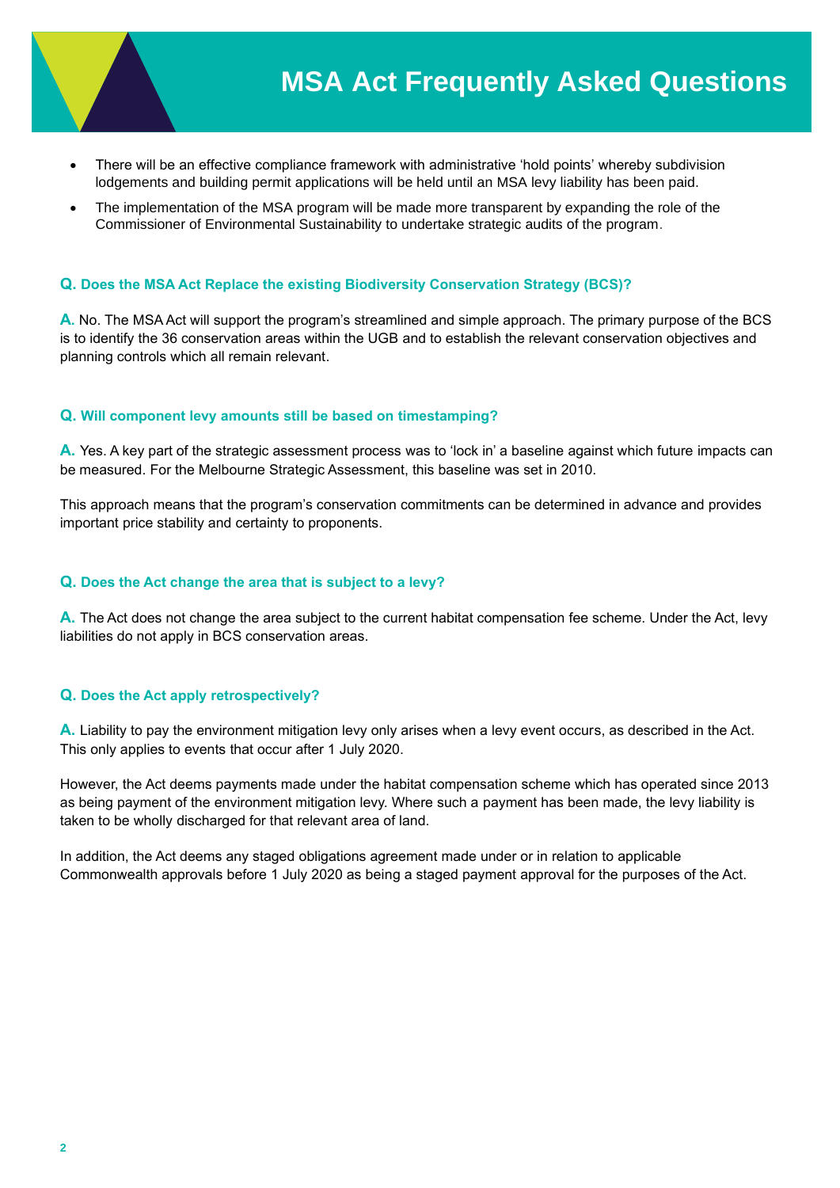- There will be an effective compliance framework with administrative 'hold points' whereby subdivision lodgements and building permit applications will be held until an MSA levy liability has been paid.
- The implementation of the MSA program will be made more transparent by expanding the role of the Commissioner of Environmental Sustainability to undertake strategic audits of the program.

### Q. Does the MSA Act Replace the existing Biodiversity Conservation Strategy (BCS)?

**A.** No. The MSA Act will support the program's streamlined and simple approach. The primary purpose of the BCS is to identify the 36 conservation areas within the UGB and to establish the relevant conservation objectives and planning controls which all remain relevant.

### Q. Will component levy amounts still be based on timestamping?

**A.** Yes. A key part of the strategic assessment process was to 'lock in' a baseline against which future impacts can be measured. For the Melbourne Strategic Assessment, this baseline was set in 2010.

This approach means that the program's conservation commitments can be determined in advance and provides important price stability and certainty to proponents.

### Q. Does the Act change the area that is subject to a levy?

**A.** The Act does not change the area subject to the current habitat compensation fee scheme. Under the Act, levy liabilities do not apply in BCS conservation areas.

### Q. Does the Act apply retrospectively?

**A.** Liability to pay the environment mitigation levy only arises when a levy event occurs, as described in the Act. This only applies to events that occur after 1 July 2020.

However, the Act deems payments made under the habitat compensation scheme which has operated since 2013 as being payment of the environment mitigation levy. Where such a payment has been made, the levy liability is taken to be wholly discharged for that relevant area of land.

In addition, the Act deems any staged obligations agreement made under or in relation to applicable Commonwealth approvals before 1 July 2020 as being a staged payment approval for the purposes of the Act.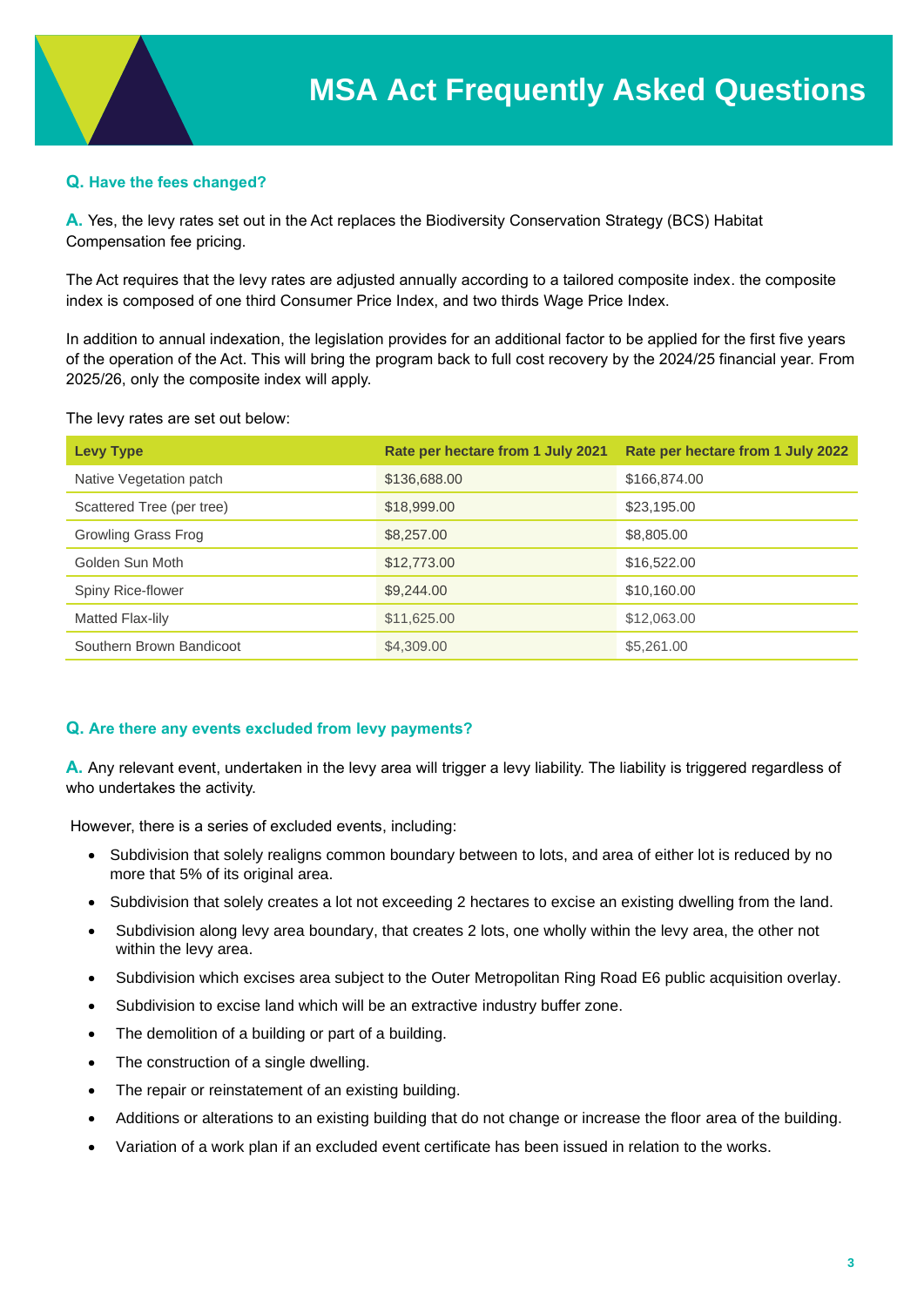**Q. Have the fees changed?**

**A.** Yes, the levy rates set out in the Act replaces the Biodiversity Conservation Strategy (BCS) Habitat Compensation fee pricing.

The Act requires that the levy rates are adjusted annually according to a tailored composite index. the composite index is composed of one third Consumer Price Index, and two thirds Wage Price Index.

In addition to annual indexation, the legislation provides for an additional factor to be applied for the first five years of the operation of the Act. This will bring the program back to full cost recovery by the 2024/25 financial year. From 2025/26, only the composite index will apply.

The levy rates are set out below:

| Levy Type | Rate per hectare from 1 July 2021 | Rate per hectare from 1 July 2022 |
| --- | --- | --- |
| Native Vegetation patch | $136,688.00 | $166,874.00 |
| Scattered Tree (per tree) | $18,999.00 | $23,195.00 |
| Growling Grass Frog | $8,257.00 | $8,805.00 |
| Golden Sun Moth | $12,773.00 | $16,522.00 |
| Spiny Rice-flower | $9,244.00 | $10,160.00 |
| Matted Flax-lily | $11,625.00 | $12,063.00 |
| Southern Brown Bandicoot | $4,309.00 | $5,261.00 |

**Q. Are there any events excluded from levy payments?**

**A.** Any relevant event, undertaken in the levy area will trigger a levy liability. The liability is triggered regardless of who undertakes the activity.

However, there is a series of excluded events, including:

- Subdivision that solely realigns common boundary between to lots, and area of either lot is reduced by no more that 5% of its original area.
- Subdivision that solely creates a lot not exceeding 2 hectares to excise an existing dwelling from the land.
- Subdivision along levy area boundary, that creates 2 lots, one wholly within the levy area, the other not within the levy area.
- Subdivision which excises area subject to the Outer Metropolitan Ring Road E6 public acquisition overlay.
- Subdivision to excise land which will be an extractive industry buffer zone.
- The demolition of a building or part of a building.
- The construction of a single dwelling.
- The repair or reinstatement of an existing building.
- Additions or alterations to an existing building that do not change or increase the floor area of the building.
- Variation of a work plan if an excluded event certificate has been issued in relation to the works.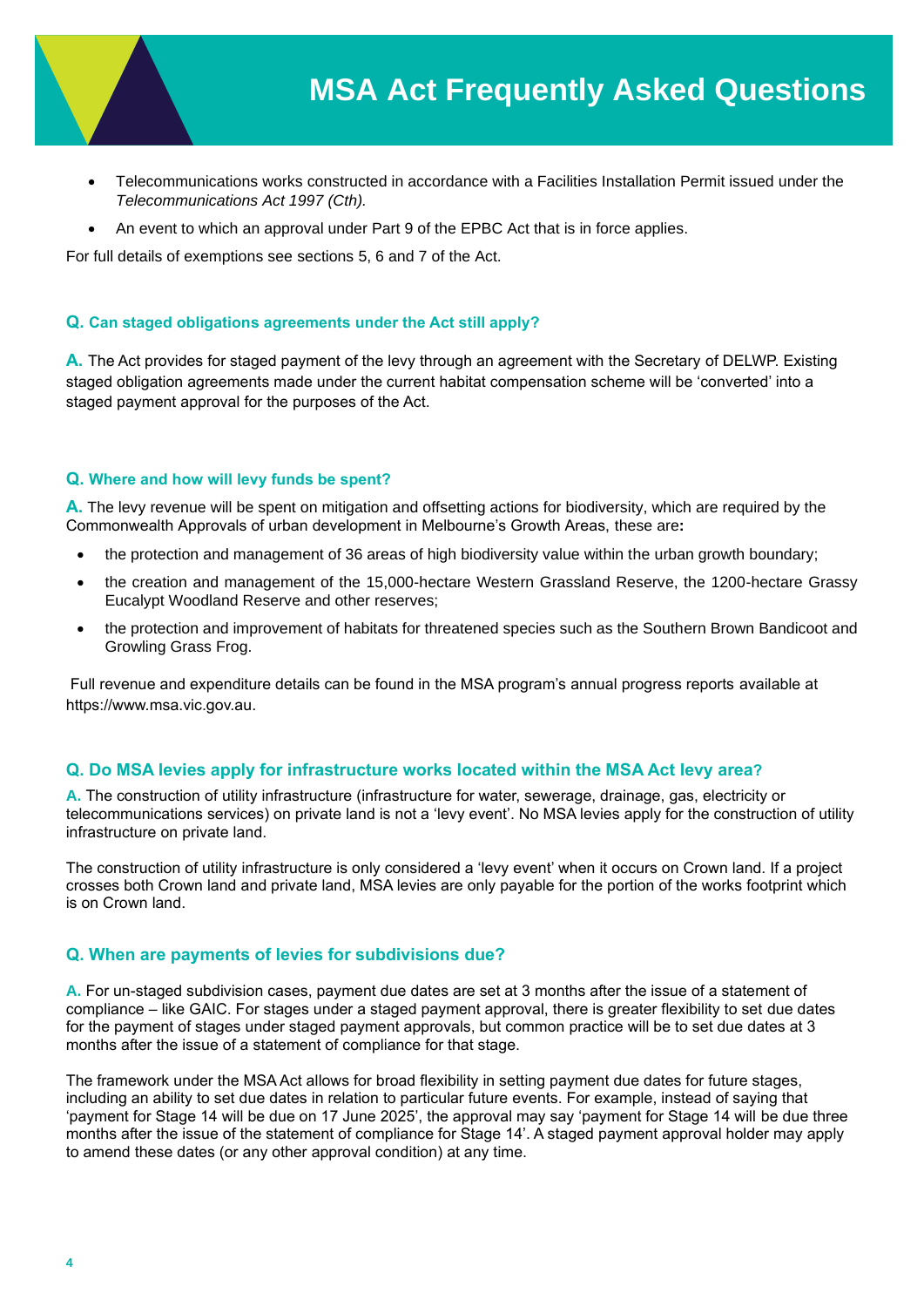- Telecommunications works constructed in accordance with a Facilities Installation Permit issued under the *Telecommunications Act 1997 (Cth).*
- An event to which an approval under Part 9 of the EPBC Act that is in force applies.

For full details of exemptions see sections 5, 6 and 7 of the Act.

### Q. Can staged obligations agreements under the Act still apply?

**A.** The Act provides for staged payment of the levy through an agreement with the Secretary of DELWP. Existing staged obligation agreements made under the current habitat compensation scheme will be 'converted' into a staged payment approval for the purposes of the Act.

### Q. Where and how will levy funds be spent?

**A.** The levy revenue will be spent on mitigation and offsetting actions for biodiversity, which are required by the Commonwealth Approvals of urban development in Melbourne's Growth Areas, these are**:**

- the protection and management of 36 areas of high biodiversity value within the urban growth boundary;
- the creation and management of the 15,000-hectare Western Grassland Reserve, the 1200-hectare Grassy Eucalypt Woodland Reserve and other reserves;
- the protection and improvement of habitats for threatened species such as the Southern Brown Bandicoot and Growling Grass Frog.

Full revenue and expenditure details can be found in the MSA program's annual progress reports available at https://www.msa.vic.gov.au.

### Q. Do MSA levies apply for infrastructure works located within the MSA Act levy area?

**A.** The construction of utility infrastructure (infrastructure for water, sewerage, drainage, gas, electricity or telecommunications services) on private land is not a 'levy event'. No MSA levies apply for the construction of utility infrastructure on private land.

The construction of utility infrastructure is only considered a 'levy event' when it occurs on Crown land. If a project crosses both Crown land and private land, MSA levies are only payable for the portion of the works footprint which is on Crown land.

### Q. When are payments of levies for subdivisions due?

**A.** For un-staged subdivision cases, payment due dates are set at 3 months after the issue of a statement of compliance – like GAIC. For stages under a staged payment approval, there is greater flexibility to set due dates for the payment of stages under staged payment approvals, but common practice will be to set due dates at 3 months after the issue of a statement of compliance for that stage.

The framework under the MSA Act allows for broad flexibility in setting payment due dates for future stages, including an ability to set due dates in relation to particular future events. For example, instead of saying that 'payment for Stage 14 will be due on 17 June 2025', the approval may say 'payment for Stage 14 will be due three months after the issue of the statement of compliance for Stage 14'. A staged payment approval holder may apply to amend these dates (or any other approval condition) at any time.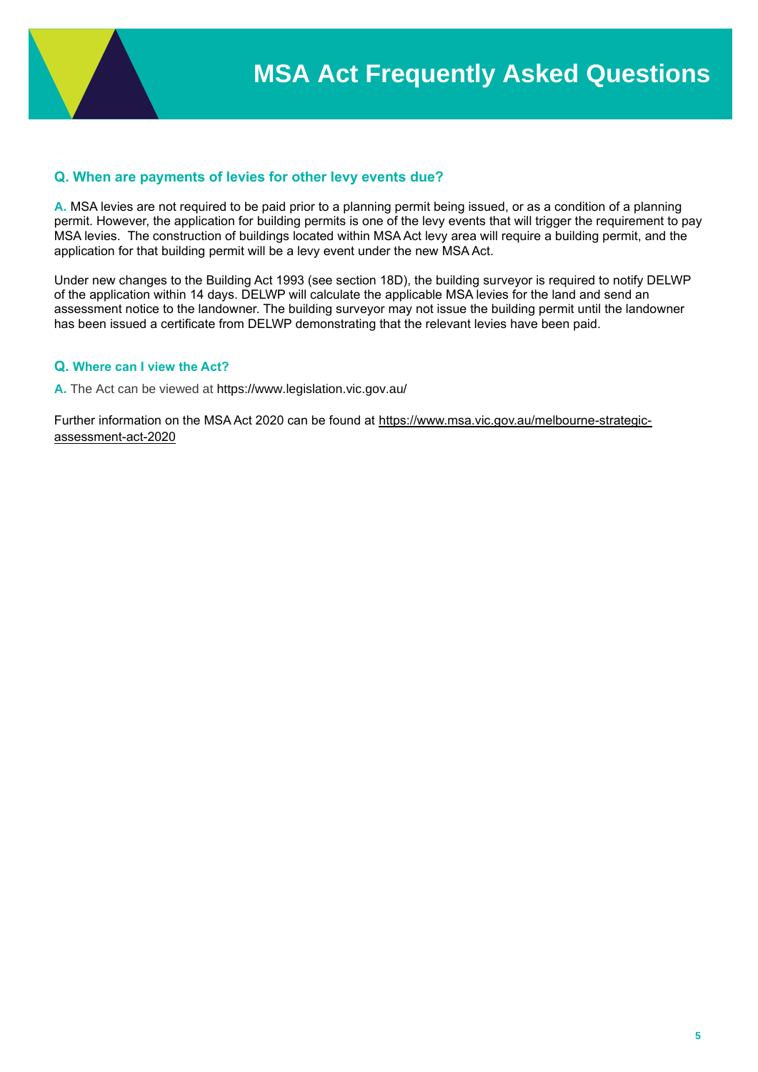### Q. When are payments of levies for other levy events due?

**A.** MSA levies are not required to be paid prior to a planning permit being issued, or as a condition of a planning permit. However, the application for building permits is one of the levy events that will trigger the requirement to pay MSA levies. The construction of buildings located within MSA Act levy area will require a building permit, and the application for that building permit will be a levy event under the new MSA Act.

Under new changes to the Building Act 1993 (see section 18D), the building surveyor is required to notify DELWP of the application within 14 days. DELWP will calculate the applicable MSA levies for the land and send an assessment notice to the landowner. The building surveyor may not issue the building permit until the landowner has been issued a certificate from DELWP demonstrating that the relevant levies have been paid.

### Q. Where can I view the Act?

**A.** The Act can be viewed at https://www.legislation.vic.gov.au/

Further information on the MSA Act 2020 can be found at https://www.msa.vic.gov.au/melbourne-strategic-assessment-act-2020